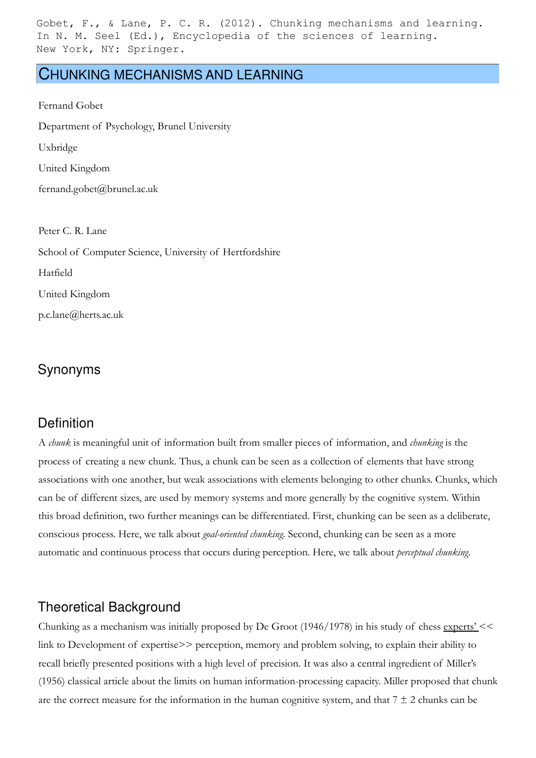Gobet, F., & Lane, P. C. R. (2012). Chunking mechanisms and learning. In N. M. Seel (Ed.), Encyclopedia of the sciences of learning. New York, NY: Springer.

# CHUNKING MECHANISMS AND LEARNING

Fernand Gobet

Department of Psychology, Brunel University

Uxbridge

United Kingdom

fernand.gobet@brunel.ac.uk

Peter C. R. Lane

School of Computer Science, University of Hertfordshire

Hatfield

United Kingdom

p.c.lane@herts.ac.uk

## Synonyms

## Definition

A *chunk* is meaningful unit of information built from smaller pieces of information, and *chunking* is the process of creating a new chunk. Thus, a chunk can be seen as a collection of elements that have strong associations with one another, but weak associations with elements belonging to other chunks. Chunks, which can be of different sizes, are used by memory systems and more generally by the cognitive system. Within this broad definition, two further meanings can be differentiated. First, chunking can be seen as a deliberate, conscious process. Here, we talk about *goal-oriented chunking*. Second, chunking can be seen as a more automatic and continuous process that occurs during perception. Here, we talk about *perceptual chunking*.

## Theoretical Background

Chunking as a mechanism was initially proposed by De Groot (1946/1978) in his study of chess experts' << link to Development of expertise>> perception, memory and problem solving, to explain their ability to recall briefly presented positions with a high level of precision. It was also a central ingredient of Miller's (1956) classical article about the limits on human information-processing capacity. Miller proposed that chunk are the correct measure for the information in the human cognitive system, and that 7 ± 2 chunks can be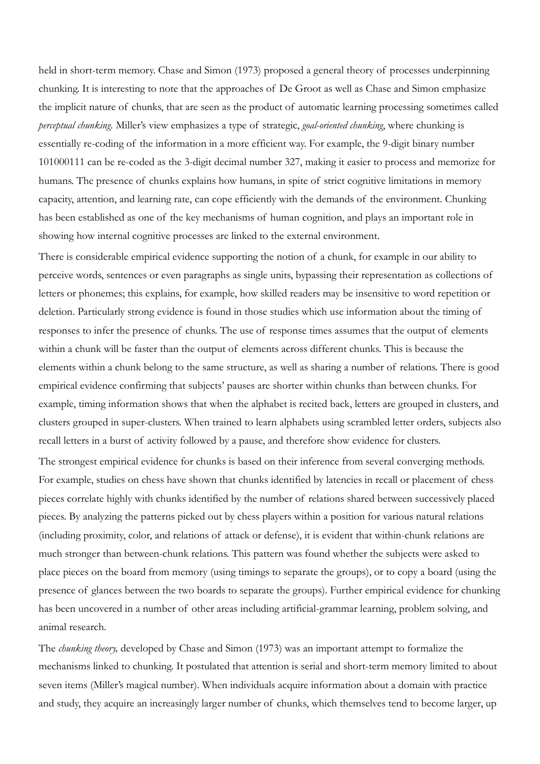held in short-term memory. Chase and Simon (1973) proposed a general theory of processes underpinning chunking. It is interesting to note that the approaches of De Groot as well as Chase and Simon emphasize the implicit nature of chunks, that are seen as the product of automatic learning processing sometimes called *perceptual chunking*. Miller's view emphasizes a type of strategic, *goal-oriented chunking*, where chunking is essentially re-coding of the information in a more efficient way. For example, the 9-digit binary number 101000111 can be re-coded as the 3-digit decimal number 327, making it easier to process and memorize for humans. The presence of chunks explains how humans, in spite of strict cognitive limitations in memory capacity, attention, and learning rate, can cope efficiently with the demands of the environment. Chunking has been established as one of the key mechanisms of human cognition, and plays an important role in showing how internal cognitive processes are linked to the external environment.

There is considerable empirical evidence supporting the notion of a chunk, for example in our ability to perceive words, sentences or even paragraphs as single units, bypassing their representation as collections of letters or phonemes; this explains, for example, how skilled readers may be insensitive to word repetition or deletion. Particularly strong evidence is found in those studies which use information about the timing of responses to infer the presence of chunks. The use of response times assumes that the output of elements within a chunk will be faster than the output of elements across different chunks. This is because the elements within a chunk belong to the same structure, as well as sharing a number of relations. There is good empirical evidence confirming that subjects' pauses are shorter within chunks than between chunks. For example, timing information shows that when the alphabet is recited back, letters are grouped in clusters, and clusters grouped in super-clusters. When trained to learn alphabets using scrambled letter orders, subjects also recall letters in a burst of activity followed by a pause, and therefore show evidence for clusters.

The strongest empirical evidence for chunks is based on their inference from several converging methods. For example, studies on chess have shown that chunks identified by latencies in recall or placement of chess pieces correlate highly with chunks identified by the number of relations shared between successively placed pieces. By analyzing the patterns picked out by chess players within a position for various natural relations (including proximity, color, and relations of attack or defense), it is evident that within-chunk relations are much stronger than between-chunk relations. This pattern was found whether the subjects were asked to place pieces on the board from memory (using timings to separate the groups), or to copy a board (using the presence of glances between the two boards to separate the groups). Further empirical evidence for chunking has been uncovered in a number of other areas including artificial-grammar learning, problem solving, and animal research.

The *chunking theory,* developed by Chase and Simon (1973) was an important attempt to formalize the mechanisms linked to chunking. It postulated that attention is serial and short-term memory limited to about seven items (Miller's magical number). When individuals acquire information about a domain with practice and study, they acquire an increasingly larger number of chunks, which themselves tend to become larger, up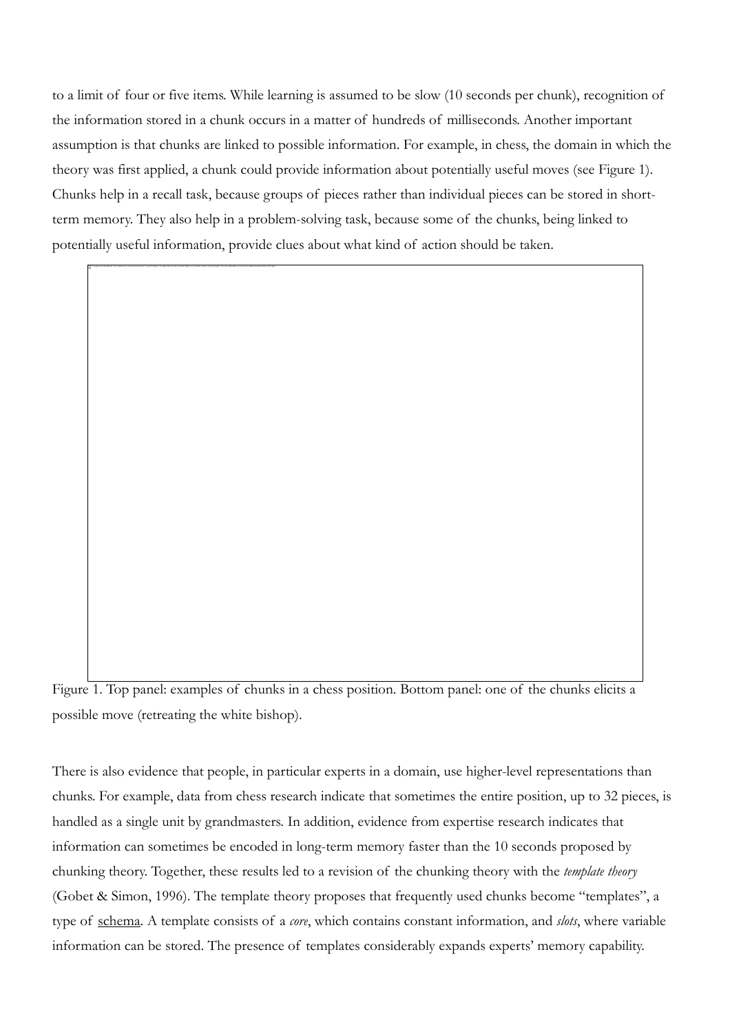to a limit of four or five items. While learning is assumed to be slow (10 seconds per chunk), recognition of the information stored in a chunk occurs in a matter of hundreds of milliseconds. Another important assumption is that chunks are linked to possible information. For example, in chess, the domain in which the theory was first applied, a chunk could provide information about potentially useful moves (see Figure 1). Chunks help in a recall task, because groups of pieces rather than individual pieces can be stored in short-term memory. They also help in a problem-solving task, because some of the chunks, being linked to potentially useful information, provide clues about what kind of action should be taken.

Figure 1. Top panel: examples of chunks in a chess position. Bottom panel: one of the chunks elicits a possible move (retreating the white bishop).

There is also evidence that people, in particular experts in a domain, use higher-level representations than chunks. For example, data from chess research indicate that sometimes the entire position, up to 32 pieces, is handled as a single unit by grandmasters. In addition, evidence from expertise research indicates that information can sometimes be encoded in long-term memory faster than the 10 seconds proposed by chunking theory. Together, these results led to a revision of the chunking theory with the *template theory* (Gobet & Simon, 1996). The template theory proposes that frequently used chunks become "templates", a type of schema. A template consists of a *core*, which contains constant information, and *slots*, where variable information can be stored. The presence of templates considerably expands experts' memory capability.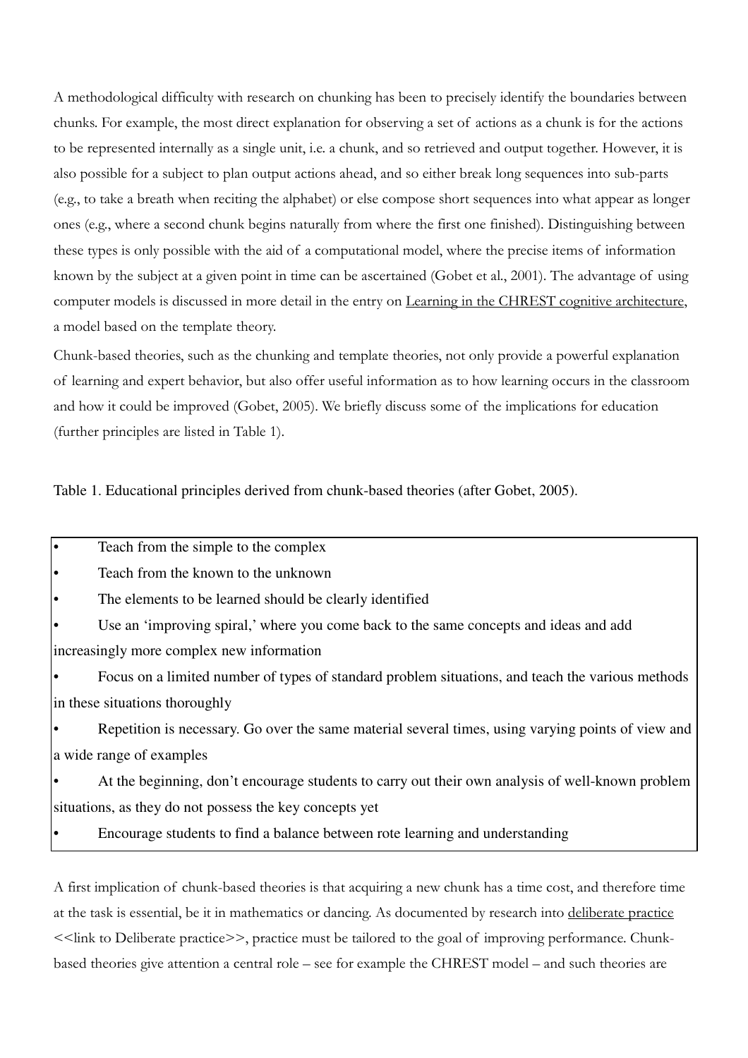A methodological difficulty with research on chunking has been to precisely identify the boundaries between chunks. For example, the most direct explanation for observing a set of actions as a chunk is for the actions to be represented internally as a single unit, i.e. a chunk, and so retrieved and output together. However, it is also possible for a subject to plan output actions ahead, and so either break long sequences into sub-parts (e.g., to take a breath when reciting the alphabet) or else compose short sequences into what appear as longer ones (e.g., where a second chunk begins naturally from where the first one finished). Distinguishing between these types is only possible with the aid of a computational model, where the precise items of information known by the subject at a given point in time can be ascertained (Gobet et al., 2001). The advantage of using computer models is discussed in more detail in the entry on Learning in the CHREST cognitive architecture, a model based on the template theory.

Chunk-based theories, such as the chunking and template theories, not only provide a powerful explanation of learning and expert behavior, but also offer useful information as to how learning occurs in the classroom and how it could be improved (Gobet, 2005). We briefly discuss some of the implications for education (further principles are listed in Table 1).

Table 1. Educational principles derived from chunk-based theories (after Gobet, 2005).

- Teach from the simple to the complex
- Teach from the known to the unknown
- The elements to be learned should be clearly identified
- Use an 'improving spiral,' where you come back to the same concepts and ideas and add increasingly more complex new information
- Focus on a limited number of types of standard problem situations, and teach the various methods in these situations thoroughly
- Repetition is necessary. Go over the same material several times, using varying points of view and a wide range of examples
- At the beginning, don't encourage students to carry out their own analysis of well-known problem situations, as they do not possess the key concepts yet
- Encourage students to find a balance between rote learning and understanding

A first implication of chunk-based theories is that acquiring a new chunk has a time cost, and therefore time at the task is essential, be it in mathematics or dancing. As documented by research into deliberate practice <<link to Deliberate practice>>, practice must be tailored to the goal of improving performance. Chunk-based theories give attention a central role – see for example the CHREST model – and such theories are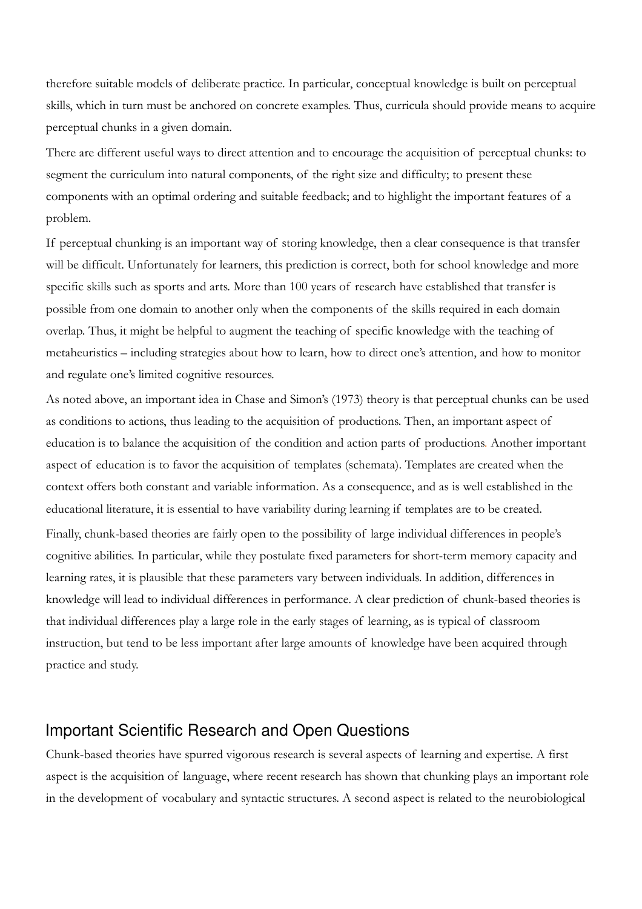therefore suitable models of deliberate practice. In particular, conceptual knowledge is built on perceptual skills, which in turn must be anchored on concrete examples. Thus, curricula should provide means to acquire perceptual chunks in a given domain.

There are different useful ways to direct attention and to encourage the acquisition of perceptual chunks: to segment the curriculum into natural components, of the right size and difficulty; to present these components with an optimal ordering and suitable feedback; and to highlight the important features of a problem.

If perceptual chunking is an important way of storing knowledge, then a clear consequence is that transfer will be difficult. Unfortunately for learners, this prediction is correct, both for school knowledge and more specific skills such as sports and arts. More than 100 years of research have established that transfer is possible from one domain to another only when the components of the skills required in each domain overlap. Thus, it might be helpful to augment the teaching of specific knowledge with the teaching of metaheuristics – including strategies about how to learn, how to direct one's attention, and how to monitor and regulate one's limited cognitive resources.

As noted above, an important idea in Chase and Simon's (1973) theory is that perceptual chunks can be used as conditions to actions, thus leading to the acquisition of productions. Then, an important aspect of education is to balance the acquisition of the condition and action parts of productions. Another important aspect of education is to favor the acquisition of templates (schemata). Templates are created when the context offers both constant and variable information. As a consequence, and as is well established in the educational literature, it is essential to have variability during learning if templates are to be created.

Finally, chunk-based theories are fairly open to the possibility of large individual differences in people's cognitive abilities. In particular, while they postulate fixed parameters for short-term memory capacity and learning rates, it is plausible that these parameters vary between individuals. In addition, differences in knowledge will lead to individual differences in performance. A clear prediction of chunk-based theories is that individual differences play a large role in the early stages of learning, as is typical of classroom instruction, but tend to be less important after large amounts of knowledge have been acquired through practice and study.

## Important Scientific Research and Open Questions

Chunk-based theories have spurred vigorous research is several aspects of learning and expertise. A first aspect is the acquisition of language, where recent research has shown that chunking plays an important role in the development of vocabulary and syntactic structures. A second aspect is related to the neurobiological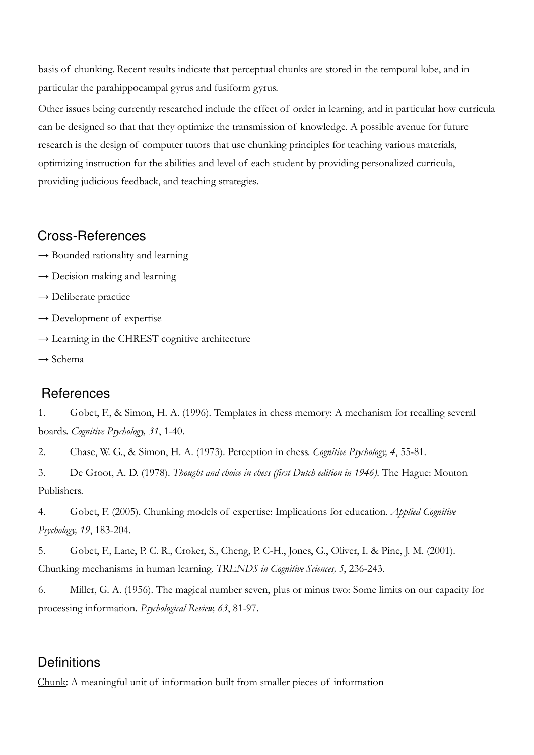basis of chunking. Recent results indicate that perceptual chunks are stored in the temporal lobe, and in particular the parahippocampal gyrus and fusiform gyrus.

Other issues being currently researched include the effect of order in learning, and in particular how curricula can be designed so that that they optimize the transmission of knowledge. A possible avenue for future research is the design of computer tutors that use chunking principles for teaching various materials, optimizing instruction for the abilities and level of each student by providing personalized curricula, providing judicious feedback, and teaching strategies.

## Cross-References

→ Bounded rationality and learning

→ Decision making and learning

→ Deliberate practice

→ Development of expertise

→ Learning in the CHREST cognitive architecture

→ Schema

## References

1. Gobet, F., & Simon, H. A. (1996). Templates in chess memory: A mechanism for recalling several boards. *Cognitive Psychology, 31*, 1-40.

2. Chase, W. G., & Simon, H. A. (1973). Perception in chess. *Cognitive Psychology, 4*, 55-81.

3. De Groot, A. D. (1978). *Thought and choice in chess (first Dutch edition in 1946).* The Hague: Mouton Publishers.

4. Gobet, F. (2005). Chunking models of expertise: Implications for education. *Applied Cognitive Psychology, 19*, 183-204.

5. Gobet, F., Lane, P. C. R., Croker, S., Cheng, P. C-H., Jones, G., Oliver, I. & Pine, J. M. (2001). Chunking mechanisms in human learning. *TRENDS in Cognitive Sciences, 5*, 236-243.

6. Miller, G. A. (1956). The magical number seven, plus or minus two: Some limits on our capacity for processing information. *Psychological Review, 63*, 81-97.

## Definitions

Chunk: A meaningful unit of information built from smaller pieces of information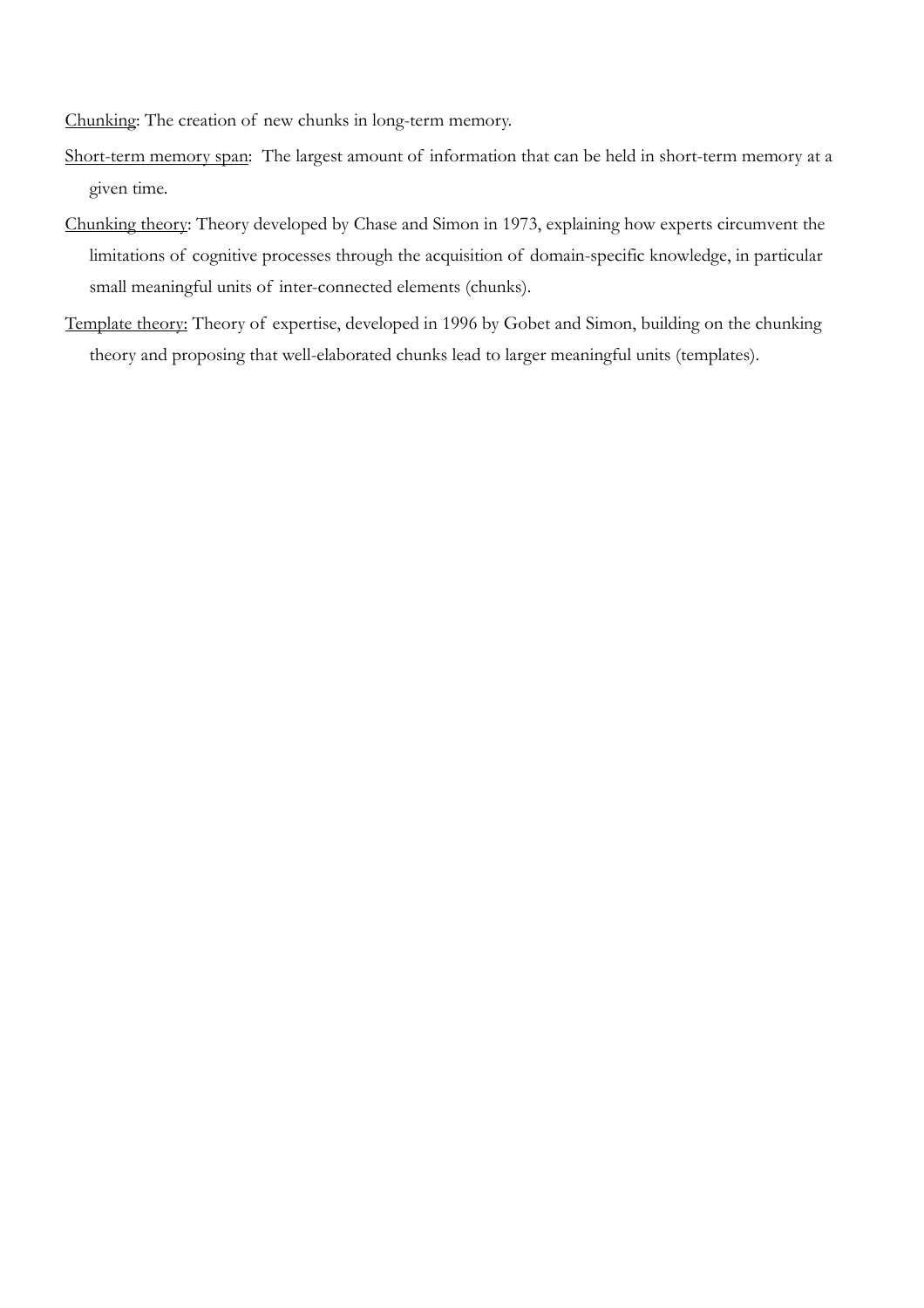Chunking: The creation of new chunks in long-term memory.

Short-term memory span: The largest amount of information that can be held in short-term memory at a given time.

Chunking theory: Theory developed by Chase and Simon in 1973, explaining how experts circumvent the limitations of cognitive processes through the acquisition of domain-specific knowledge, in particular small meaningful units of inter-connected elements (chunks).

Template theory: Theory of expertise, developed in 1996 by Gobet and Simon, building on the chunking theory and proposing that well-elaborated chunks lead to larger meaningful units (templates).